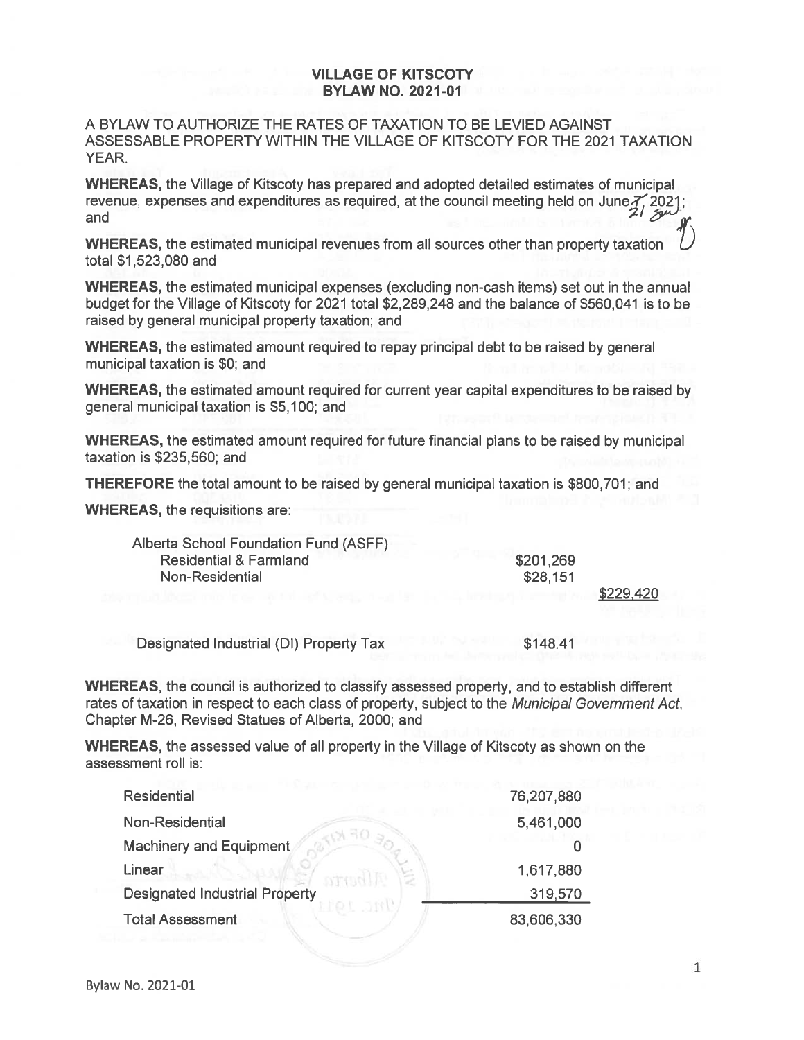**VILLAGE OF KITSCOTY**
**BYLAW NO. 2021-01**

A BYLAW TO AUTHORIZE THE RATES OF TAXATION TO BE LEVIED AGAINST ASSESSABLE PROPERTY WITHIN THE VILLAGE OF KITSCOTY FOR THE 2021 TAXATION YEAR.

**WHEREAS,** the Village of Kitscoty has prepared and adopted detailed estimates of municipal revenue, expenses and expenditures as required, at the council meeting held on June 7 21 2021; and

**WHEREAS,** the estimated municipal revenues from all sources other than property taxation total $1,523,080 and

**WHEREAS,** the estimated municipal expenses (excluding non-cash items) set out in the annual budget for the Village of Kitscoty for 2021 total $2,289,248 and the balance of $560,041 is to be raised by general municipal property taxation; and

**WHEREAS,** the estimated amount required to repay principal debt to be raised by general municipal taxation is $0; and

**WHEREAS,** the estimated amount required for current year capital expenditures to be raised by general municipal taxation is $5,100; and

**WHEREAS,** the estimated amount required for future financial plans to be raised by municipal taxation is $235,560; and

**THEREFORE** the total amount to be raised by general municipal taxation is $800,701; and

**WHEREAS,** the requisitions are:

| | | |
|---|---|---|
| Alberta School Foundation Fund (ASFF) | | |
| Residential & Farmland | $201,269 | |
| Non-Residential | $28,151 | |
| | | $229,420 |
| Designated Industrial (DI) Property Tax | $148.41 | |

**WHEREAS**, the council is authorized to classify assessed property, and to establish different rates of taxation in respect to each class of property, subject to the *Municipal Government Act*, Chapter M-26, Revised Statues of Alberta, 2000; and

**WHEREAS**, the assessed value of all property in the Village of Kitscoty as shown on the assessment roll is:

| | |
|---|---|
| Residential | 76,207,880 |
| Non-Residential | 5,461,000 |
| Machinery and Equipment | 0 |
| Linear | 1,617,880 |
| Designated Industrial Property | 319,570 |
| Total Assessment | 83,606,330 |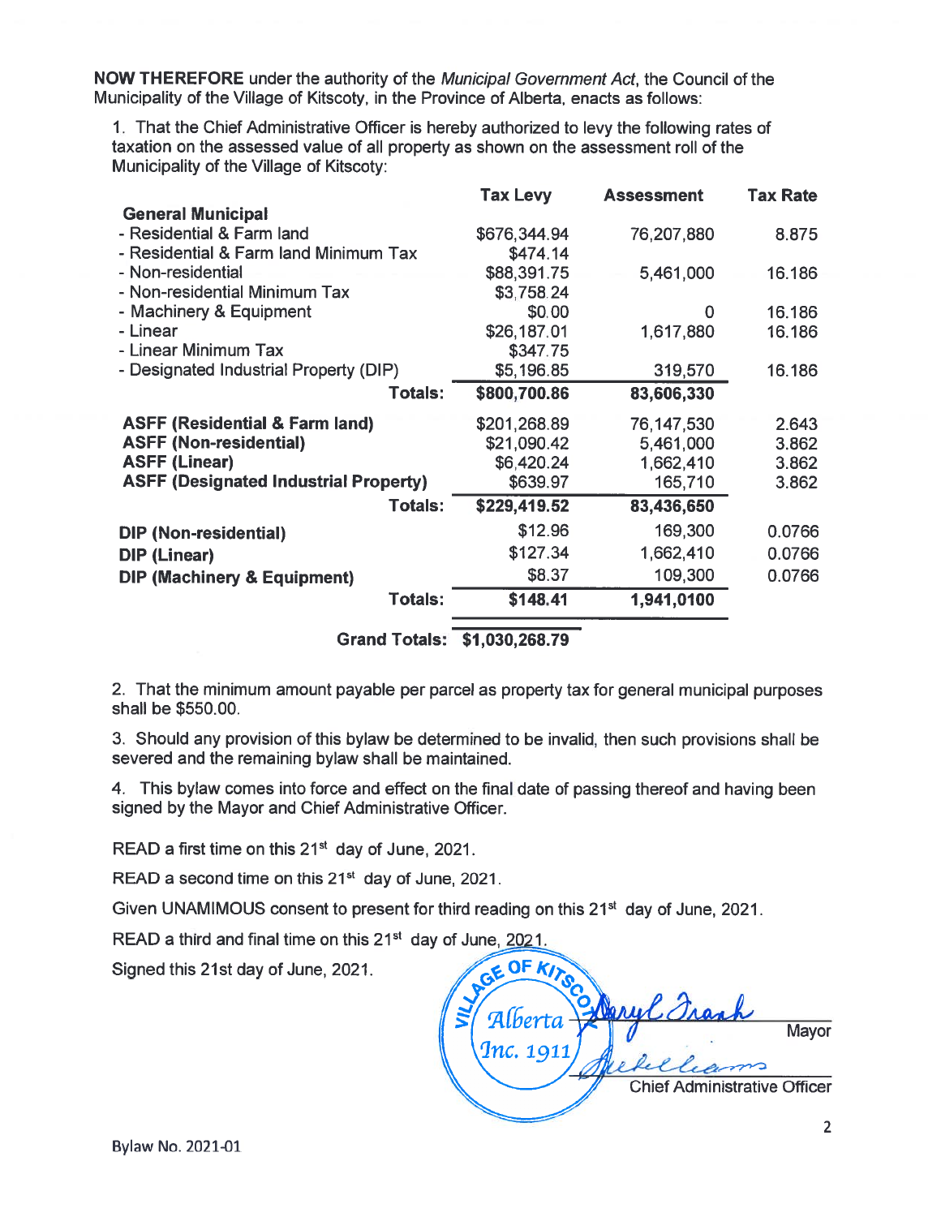**NOW THEREFORE** under the authority of the *Municipal Government Act*, the Council of the Municipality of the Village of Kitscoty, in the Province of Alberta, enacts as follows:

1. That the Chief Administrative Officer is hereby authorized to levy the following rates of taxation on the assessed value of all property as shown on the assessment roll of the Municipality of the Village of Kitscoty:

| | Tax Levy | Assessment | Tax Rate |
|---|---|---|---|
| **General Municipal** | | | |
| - Residential & Farm land | $676,344.94 | 76,207,880 | 8.875 |
| - Residential & Farm land Minimum Tax | $474.14 | | |
| - Non-residential | $88,391.75 | 5,461,000 | 16.186 |
| - Non-residential Minimum Tax | $3,758.24 | | |
| - Machinery & Equipment | $0.00 | 0 | 16.186 |
| - Linear | $26,187.01 | 1,617,880 | 16.186 |
| - Linear Minimum Tax | $347.75 | | |
| - Designated Industrial Property (DIP) | $5,196.85 | 319,570 | 16.186 |
| **Totals:** | **$800,700.86** | **83,606,330** | |
| **ASFF (Residential & Farm land)** | $201,268.89 | 76,147,530 | 2.643 |
| **ASFF (Non-residential)** | $21,090.42 | 5,461,000 | 3.862 |
| **ASFF (Linear)** | $6,420.24 | 1,662,410 | 3.862 |
| **ASFF (Designated Industrial Property)** | $639.97 | 165,710 | 3.862 |
| **Totals:** | **$229,419.52** | **83,436,650** | |
| **DIP (Non-residential)** | $12.96 | 169,300 | 0.0766 |
| **DIP (Linear)** | $127.34 | 1,662,410 | 0.0766 |
| **DIP (Machinery & Equipment)** | $8.37 | 109,300 | 0.0766 |
| **Totals:** | **$148.41** | **1,941,0100** | |
| **Grand Totals:** | **$1,030,268.79** | | |

2. That the minimum amount payable per parcel as property tax for general municipal purposes shall be $550.00.

3. Should any provision of this bylaw be determined to be invalid, then such provisions shall be severed and the remaining bylaw shall be maintained.

4. This bylaw comes into force and effect on the final date of passing thereof and having been signed by the Mayor and Chief Administrative Officer.

READ a first time on this 21st day of June, 2021.

READ a second time on this 21st day of June, 2021.

Given UNAMIMOUS consent to present for third reading on this 21st day of June, 2021.

READ a third and final time on this 21st day of June, 2021.

Signed this 21st day of June, 2021.

VILLAGE OF KITSCOTY Alberta Inc. 1911

Mayor

Chief Administrative Officer

Bylaw No. 2021-01